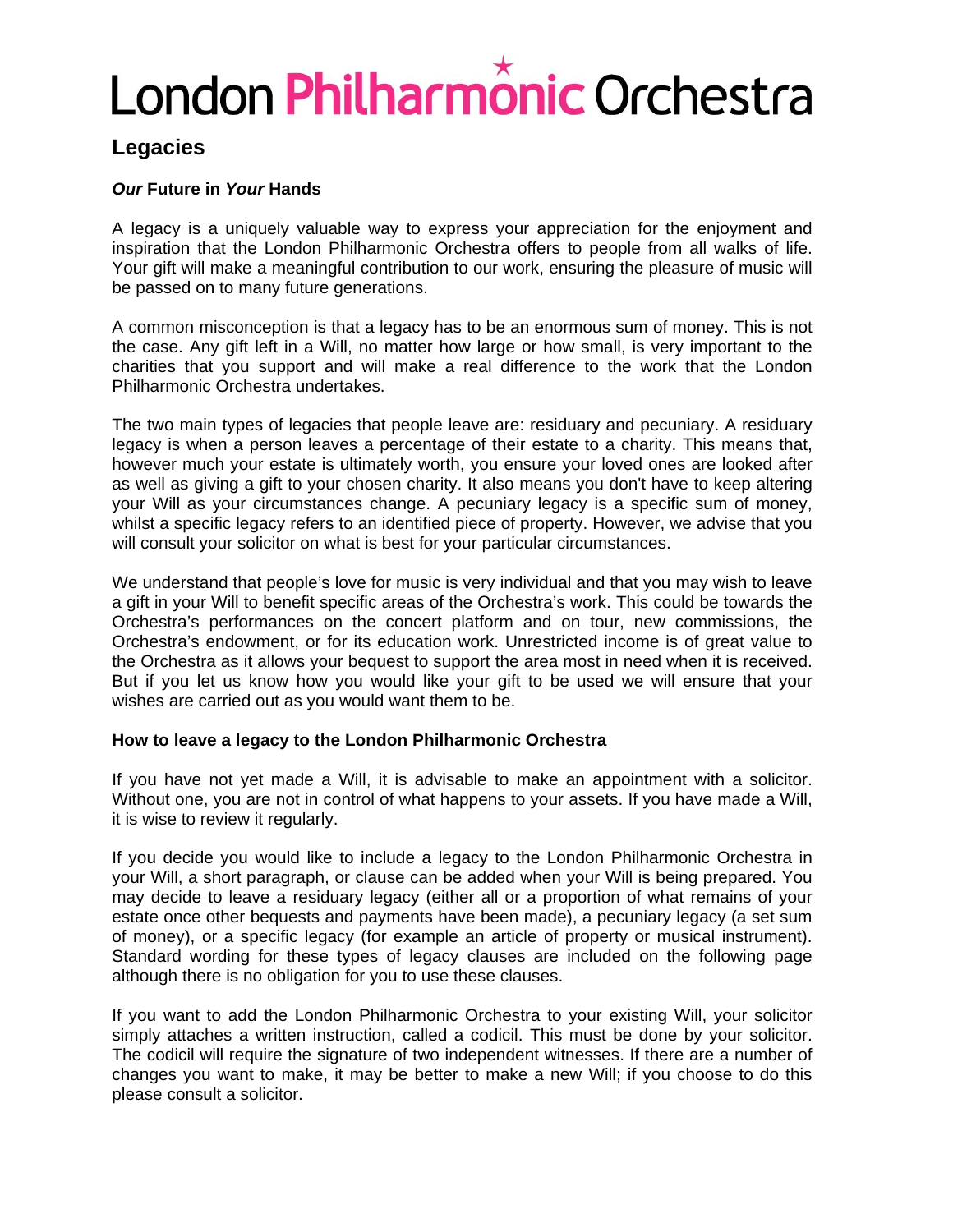# London Philharmonic Orchestra

## Legacies

***Our* Future in *Your* Hands**

A legacy is a uniquely valuable way to express your appreciation for the enjoyment and inspiration that the London Philharmonic Orchestra offers to people from all walks of life. Your gift will make a meaningful contribution to our work, ensuring the pleasure of music will be passed on to many future generations.

A common misconception is that a legacy has to be an enormous sum of money. This is not the case. Any gift left in a Will, no matter how large or how small, is very important to the charities that you support and will make a real difference to the work that the London Philharmonic Orchestra undertakes.

The two main types of legacies that people leave are: residuary and pecuniary. A residuary legacy is when a person leaves a percentage of their estate to a charity. This means that, however much your estate is ultimately worth, you ensure your loved ones are looked after as well as giving a gift to your chosen charity. It also means you don't have to keep altering your Will as your circumstances change. A pecuniary legacy is a specific sum of money, whilst a specific legacy refers to an identified piece of property. However, we advise that you will consult your solicitor on what is best for your particular circumstances.

We understand that people's love for music is very individual and that you may wish to leave a gift in your Will to benefit specific areas of the Orchestra's work. This could be towards the Orchestra's performances on the concert platform and on tour, new commissions, the Orchestra's endowment, or for its education work. Unrestricted income is of great value to the Orchestra as it allows your bequest to support the area most in need when it is received. But if you let us know how you would like your gift to be used we will ensure that your wishes are carried out as you would want them to be.

### How to leave a legacy to the London Philharmonic Orchestra

If you have not yet made a Will, it is advisable to make an appointment with a solicitor. Without one, you are not in control of what happens to your assets. If you have made a Will, it is wise to review it regularly.

If you decide you would like to include a legacy to the London Philharmonic Orchestra in your Will, a short paragraph, or clause can be added when your Will is being prepared. You may decide to leave a residuary legacy (either all or a proportion of what remains of your estate once other bequests and payments have been made), a pecuniary legacy (a set sum of money), or a specific legacy (for example an article of property or musical instrument). Standard wording for these types of legacy clauses are included on the following page although there is no obligation for you to use these clauses.

If you want to add the London Philharmonic Orchestra to your existing Will, your solicitor simply attaches a written instruction, called a codicil. This must be done by your solicitor. The codicil will require the signature of two independent witnesses. If there are a number of changes you want to make, it may be better to make a new Will; if you choose to do this please consult a solicitor.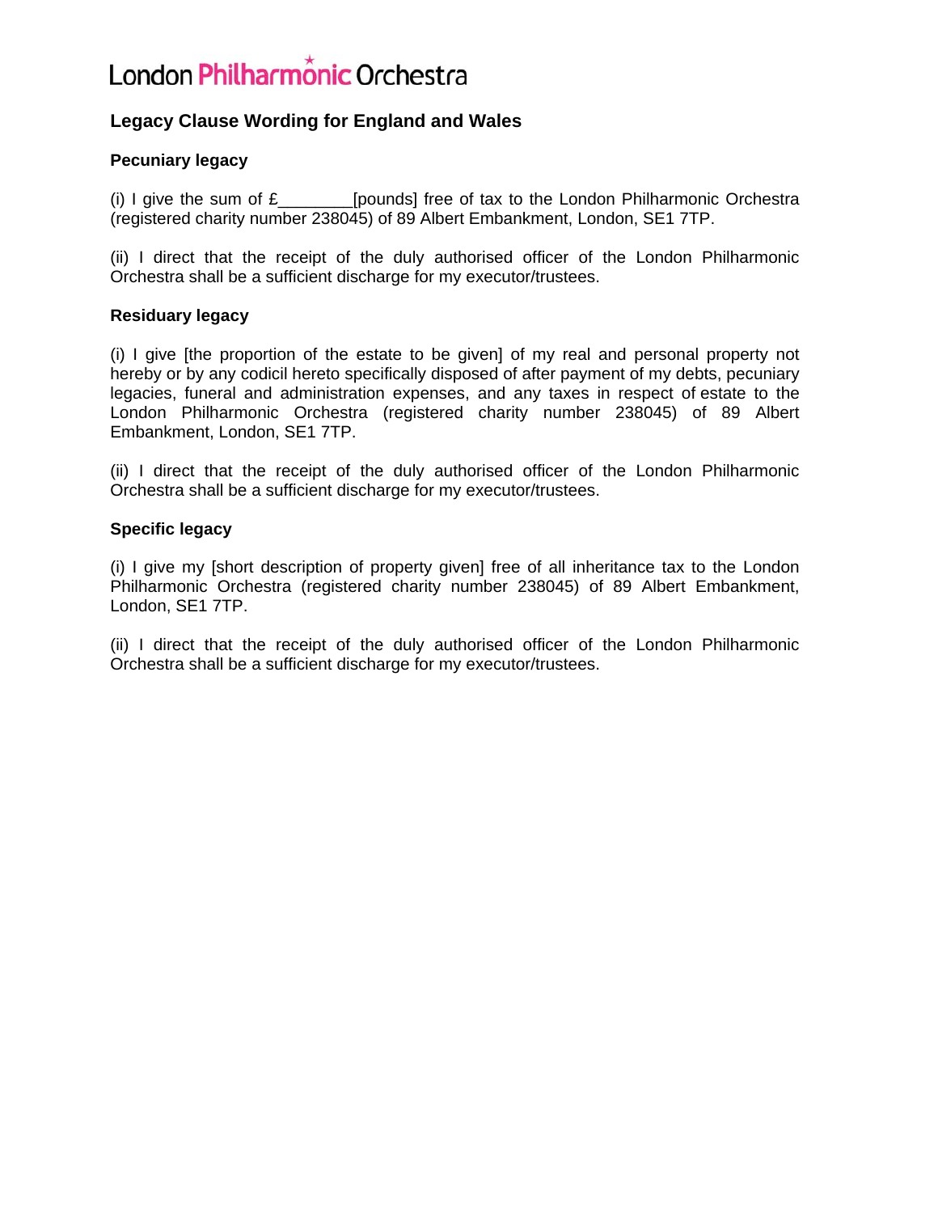London Philharmonic Orchestra

## Legacy Clause Wording for England and Wales

### Pecuniary legacy

(i) I give the sum of £________[pounds] free of tax to the London Philharmonic Orchestra (registered charity number 238045) of 89 Albert Embankment, London, SE1 7TP.

(ii) I direct that the receipt of the duly authorised officer of the London Philharmonic Orchestra shall be a sufficient discharge for my executor/trustees.

### Residuary legacy

(i) I give [the proportion of the estate to be given] of my real and personal property not hereby or by any codicil hereto specifically disposed of after payment of my debts, pecuniary legacies, funeral and administration expenses, and any taxes in respect of estate to the London Philharmonic Orchestra (registered charity number 238045) of 89 Albert Embankment, London, SE1 7TP.

(ii) I direct that the receipt of the duly authorised officer of the London Philharmonic Orchestra shall be a sufficient discharge for my executor/trustees.

### Specific legacy

(i) I give my [short description of property given] free of all inheritance tax to the London Philharmonic Orchestra (registered charity number 238045) of 89 Albert Embankment, London, SE1 7TP.

(ii) I direct that the receipt of the duly authorised officer of the London Philharmonic Orchestra shall be a sufficient discharge for my executor/trustees.